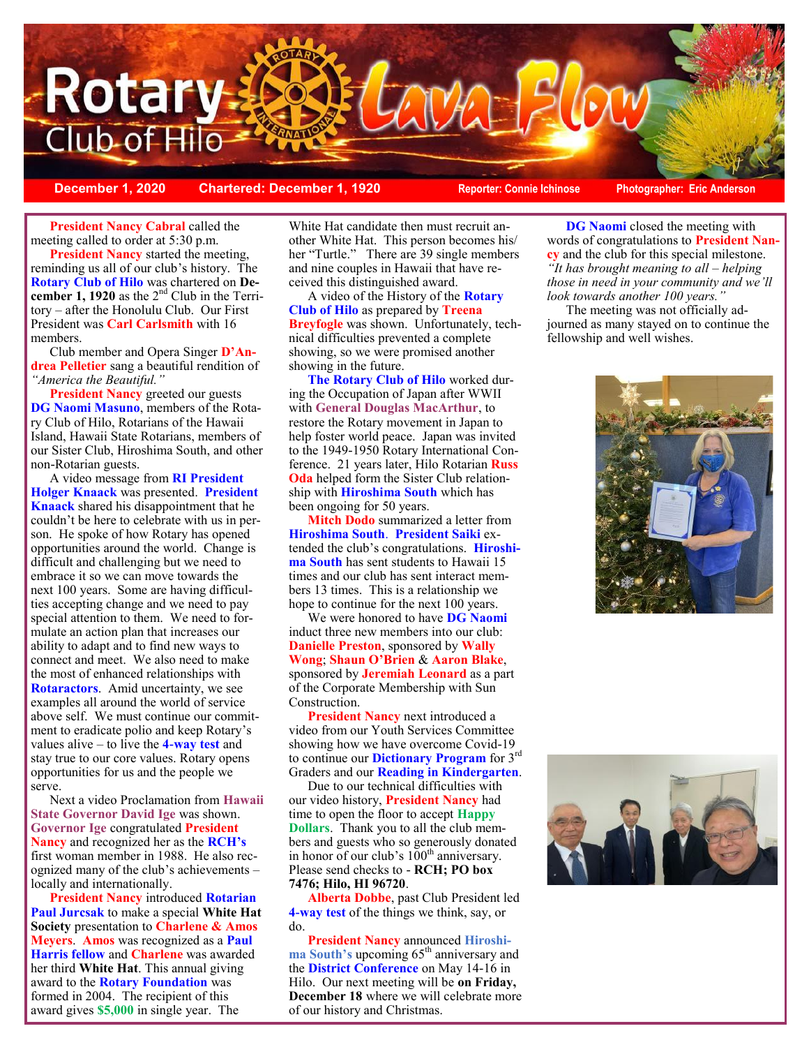# Rotary Club of Hilo Lava Flow

**December 1, 2020** **Chartered: December 1, 1920** **Reporter: Connie Ichinose** **Photographer: Eric Anderson**

**President Nancy Cabral** called the meeting called to order at 5:30 p.m.

**President Nancy** started the meeting, reminding us all of our club's history. The **Rotary Club of Hilo** was chartered on **December 1, 1920** as the 2nd Club in the Territory – after the Honolulu Club. Our First President was **Carl Carlsmith** with 16 members.

Club member and Opera Singer **D'Andrea Pelletier** sang a beautiful rendition of *"America the Beautiful."*

**President Nancy** greeted our guests **DG Naomi Masuno**, members of the Rotary Club of Hilo, Rotarians of the Hawaii Island, Hawaii State Rotarians, members of our Sister Club, Hiroshima South, and other non-Rotarian guests.

A video message from **RI President Holger Knaack** was presented. **President Knaack** shared his disappointment that he couldn't be here to celebrate with us in person. He spoke of how Rotary has opened opportunities around the world. Change is difficult and challenging but we need to embrace it so we can move towards the next 100 years. Some are having difficulties accepting change and we need to pay special attention to them. We need to formulate an action plan that increases our ability to adapt and to find new ways to connect and meet. We also need to make the most of enhanced relationships with **Rotaractors**. Amid uncertainty, we see examples all around the world of service above self. We must continue our commitment to eradicate polio and keep Rotary's values alive – to live the **4-way test** and stay true to our core values. Rotary opens opportunities for us and the people we serve.

Next a video Proclamation from **Hawaii State Governor David Ige** was shown. **Governor Ige** congratulated **President Nancy** and recognized her as the **RCH's** first woman member in 1988. He also recognized many of the club's achievements – locally and internationally.

**President Nancy** introduced **Rotarian Paul Jurcsak** to make a special **White Hat Society** presentation to **Charlene & Amos Meyers**. **Amos** was recognized as a **Paul Harris fellow** and **Charlene** was awarded her third **White Hat**. This annual giving award to the **Rotary Foundation** was formed in 2004. The recipient of this award gives **$5,000** in single year. The White Hat candidate then must recruit another White Hat. This person becomes his/her "Turtle." There are 39 single members and nine couples in Hawaii that have received this distinguished award.

A video of the History of the **Rotary Club of Hilo** as prepared by **Treena Breyfogle** was shown. Unfortunately, technical difficulties prevented a complete showing, so we were promised another showing in the future.

**The Rotary Club of Hilo** worked during the Occupation of Japan after WWII with **General Douglas MacArthur**, to restore the Rotary movement in Japan to help foster world peace. Japan was invited to the 1949-1950 Rotary International Conference. 21 years later, Hilo Rotarian **Russ Oda** helped form the Sister Club relationship with **Hiroshima South** which has been ongoing for 50 years.

**Mitch Dodo** summarized a letter from **Hiroshima South**. **President Saiki** extended the club's congratulations. **Hiroshima South** has sent students to Hawaii 15 times and our club has sent interact members 13 times. This is a relationship we hope to continue for the next 100 years.

We were honored to have **DG Naomi** induct three new members into our club: **Danielle Preston**, sponsored by **Wally Wong**; **Shaun O'Brien** & **Aaron Blake**, sponsored by **Jeremiah Leonard** as a part of the Corporate Membership with Sun Construction.

**President Nancy** next introduced a video from our Youth Services Committee showing how we have overcome Covid-19 to continue our **Dictionary Program** for 3rd Graders and our **Reading in Kindergarten**.

Due to our technical difficulties with our video history, **President Nancy** had time to open the floor to accept **Happy Dollars**. Thank you to all the club members and guests who so generously donated in honor of our club's 100th anniversary. Please send checks to - **RCH; PO box 7476; Hilo, HI 96720**.

**Alberta Dobbe**, past Club President led **4-way test** of the things we think, say, or do.

**President Nancy** announced **Hiroshima South's** upcoming 65th anniversary and the **District Conference** on May 14-16 in Hilo. Our next meeting will be **on Friday, December 18** where we will celebrate more of our history and Christmas.

**DG Naomi** closed the meeting with words of congratulations to **President Nancy** and the club for this special milestone. *"It has brought meaning to all – helping those in need in your community and we'll look towards another 100 years."*

The meeting was not officially adjourned as many stayed on to continue the fellowship and well wishes.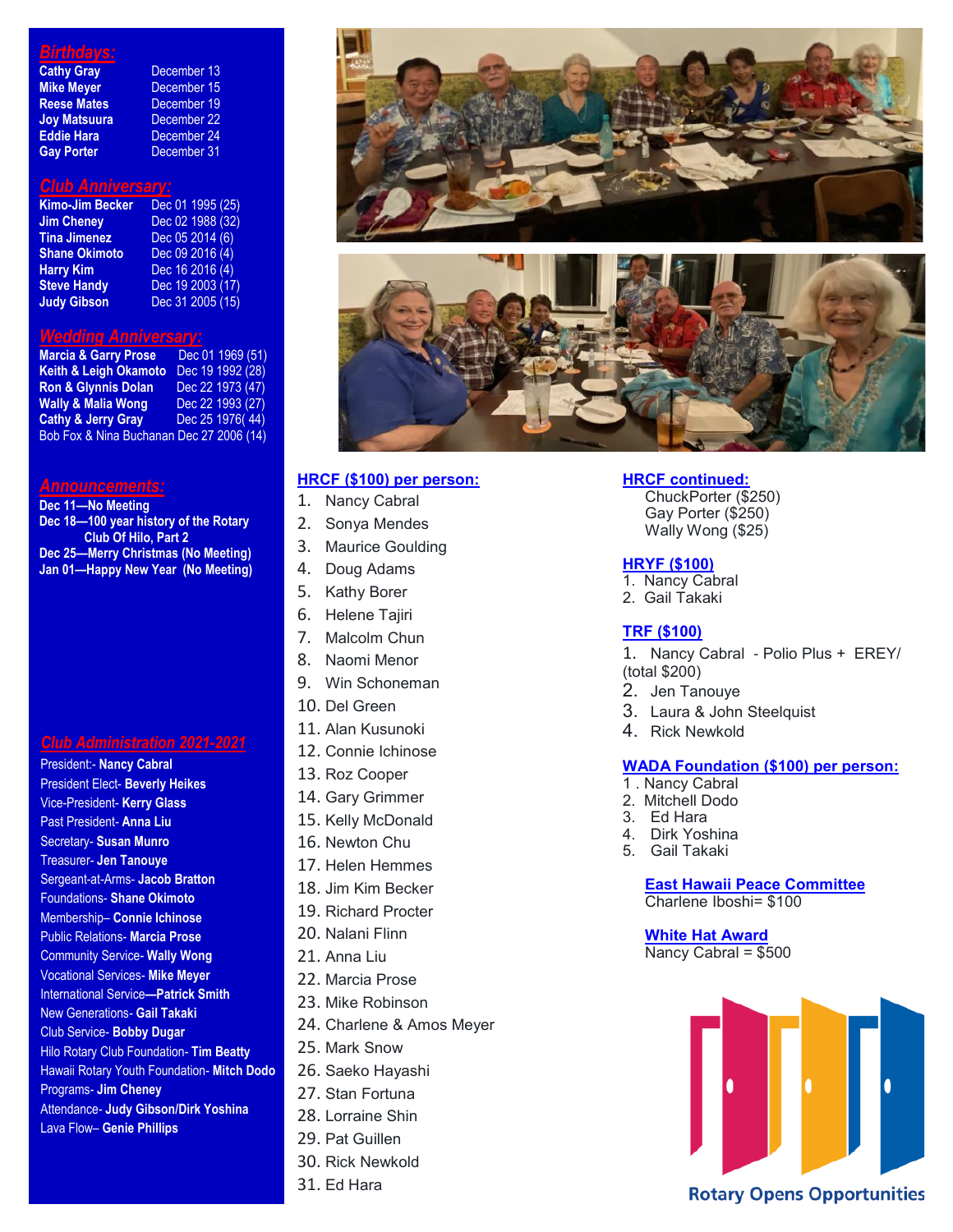## Birthdays:

| | |
|---|---|
| **Cathy Gray** | December 13 |
| **Mike Meyer** | December 15 |
| **Reese Mates** | December 19 |
| **Joy Matsuura** | December 22 |
| **Eddie Hara** | December 24 |
| **Gay Porter** | December 31 |

## Club Anniversary:

| | |
|---|---|
| **Kimo-Jim Becker** | Dec 01 1995 (25) |
| **Jim Cheney** | Dec 02 1988 (32) |
| **Tina Jimenez** | Dec 05 2014 (6) |
| **Shane Okimoto** | Dec 09 2016 (4) |
| **Harry Kim** | Dec 16 2016 (4) |
| **Steve Handy** | Dec 19 2003 (17) |
| **Judy Gibson** | Dec 31 2005 (15) |

## Wedding Anniversary:

| | |
|---|---|
| **Marcia & Garry Prose** | Dec 01 1969 (51) |
| **Keith & Leigh Okamoto** | Dec 19 1992 (28) |
| **Ron & Glynnis Dolan** | Dec 22 1973 (47) |
| **Wally & Malia Wong** | Dec 22 1993 (27) |
| **Cathy & Jerry Gray** | Dec 25 1976( 44) |
| Bob Fox & Nina Buchanan | Dec 27 2006 (14) |

## Announcements:

**Dec 11—No Meeting**
**Dec 18—100 year history of the Rotary Club Of Hilo, Part 2**
**Dec 25—Merry Christmas (No Meeting)**
**Jan 01—Happy New Year (No Meeting)**

## Club Administration 2021-2021

President:- **Nancy Cabral**
President Elect- **Beverly Heikes**
Vice-President- **Kerry Glass**
Past President- **Anna Liu**
Secretary- **Susan Munro**
Treasurer- **Jen Tanouye**
Sergeant-at-Arms- **Jacob Bratton**
Foundations- **Shane Okimoto**
Membership– **Connie Ichinose**
Public Relations- **Marcia Prose**
Community Service- **Wally Wong**
Vocational Services- **Mike Meyer**
International Service—**Patrick Smith**
New Generations- **Gail Takaki**
Club Service- **Bobby Dugar**
Hilo Rotary Club Foundation- **Tim Beatty**
Hawaii Rotary Youth Foundation- **Mitch Dodo**
Programs- **Jim Cheney**
Attendance- **Judy Gibson/Dirk Yoshina**
Lava Flow– **Genie Phillips**

## HRCF ($100) per person:

1. Nancy Cabral
2. Sonya Mendes
3. Maurice Goulding
4. Doug Adams
5. Kathy Borer
6. Helene Tajiri
7. Malcolm Chun
8. Naomi Menor
9. Win Schoneman
10. Del Green
11. Alan Kusunoki
12. Connie Ichinose
13. Roz Cooper
14. Gary Grimmer
15. Kelly McDonald
16. Newton Chu
17. Helen Hemmes
18. Jim Kim Becker
19. Richard Procter
20. Nalani Flinn
21. Anna Liu
22. Marcia Prose
23. Mike Robinson
24. Charlene & Amos Meyer
25. Mark Snow
26. Saeko Hayashi
27. Stan Fortuna
28. Lorraine Shin
29. Pat Guillen
30. Rick Newkold
31. Ed Hara

## HRCF continued:

ChuckPorter ($250)
Gay Porter ($250)
Wally Wong ($25)

## HRYF ($100)

1. Nancy Cabral
2. Gail Takaki

## TRF ($100)

1. Nancy Cabral - Polio Plus + EREY/ (total $200)
2. Jen Tanouye
3. Laura & John Steelquist
4. Rick Newkold

## WADA Foundation ($100) per person:

1. Nancy Cabral
2. Mitchell Dodo
3. Ed Hara
4. Dirk Yoshina
5. Gail Takaki

## East Hawaii Peace Committee

Charlene Iboshi= $100

## White Hat Award

Nancy Cabral = $500

Rotary Opens Opportunities